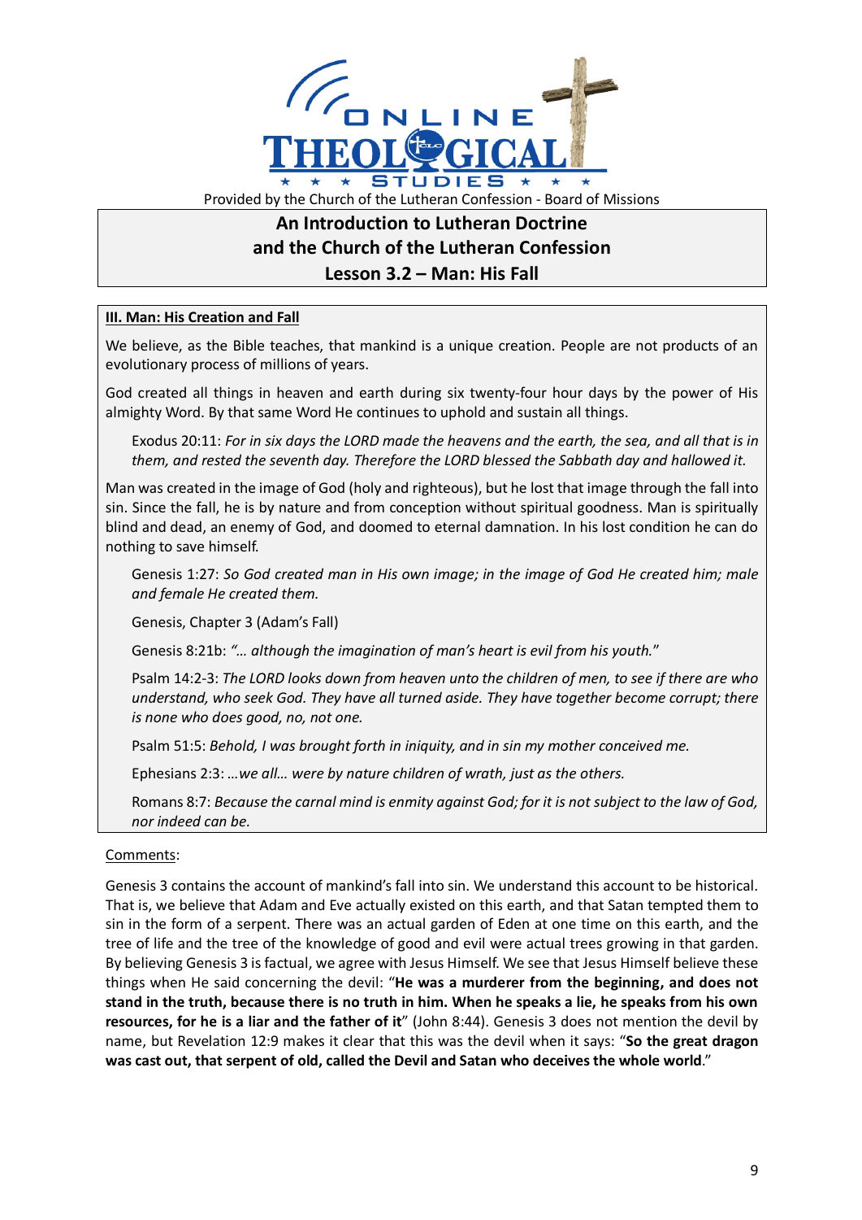Provided by the Church of the Lutheran Confession - Board of Missions

# An Introduction to Lutheran Doctrine and the Church of the Lutheran Confession

## Lesson 3.2 – Man: His Fall

### III. Man: His Creation and Fall

We believe, as the Bible teaches, that mankind is a unique creation. People are not products of an evolutionary process of millions of years.

God created all things in heaven and earth during six twenty-four hour days by the power of His almighty Word. By that same Word He continues to uphold and sustain all things.

> Exodus 20:11: *For in six days the LORD made the heavens and the earth, the sea, and all that is in them, and rested the seventh day. Therefore the LORD blessed the Sabbath day and hallowed it.*

Man was created in the image of God (holy and righteous), but he lost that image through the fall into sin. Since the fall, he is by nature and from conception without spiritual goodness. Man is spiritually blind and dead, an enemy of God, and doomed to eternal damnation. In his lost condition he can do nothing to save himself.

> Genesis 1:27: *So God created man in His own image; in the image of God He created him; male and female He created them.*
>
> Genesis, Chapter 3 (Adam's Fall)
>
> Genesis 8:21b: *"… although the imagination of man's heart is evil from his youth."*
>
> Psalm 14:2-3: *The LORD looks down from heaven unto the children of men, to see if there are who understand, who seek God. They have all turned aside. They have together become corrupt; there is none who does good, no, not one.*
>
> Psalm 51:5: *Behold, I was brought forth in iniquity, and in sin my mother conceived me.*
>
> Ephesians 2:3: *…we all… were by nature children of wrath, just as the others.*
>
> Romans 8:7: *Because the carnal mind is enmity against God; for it is not subject to the law of God, nor indeed can be.*

Comments:

Genesis 3 contains the account of mankind's fall into sin. We understand this account to be historical. That is, we believe that Adam and Eve actually existed on this earth, and that Satan tempted them to sin in the form of a serpent. There was an actual garden of Eden at one time on this earth, and the tree of life and the tree of the knowledge of good and evil were actual trees growing in that garden. By believing Genesis 3 is factual, we agree with Jesus Himself. We see that Jesus Himself believe these things when He said concerning the devil: "**He was a murderer from the beginning, and does not stand in the truth, because there is no truth in him. When he speaks a lie, he speaks from his own resources, for he is a liar and the father of it**" (John 8:44). Genesis 3 does not mention the devil by name, but Revelation 12:9 makes it clear that this was the devil when it says: "**So the great dragon was cast out, that serpent of old, called the Devil and Satan who deceives the whole world**."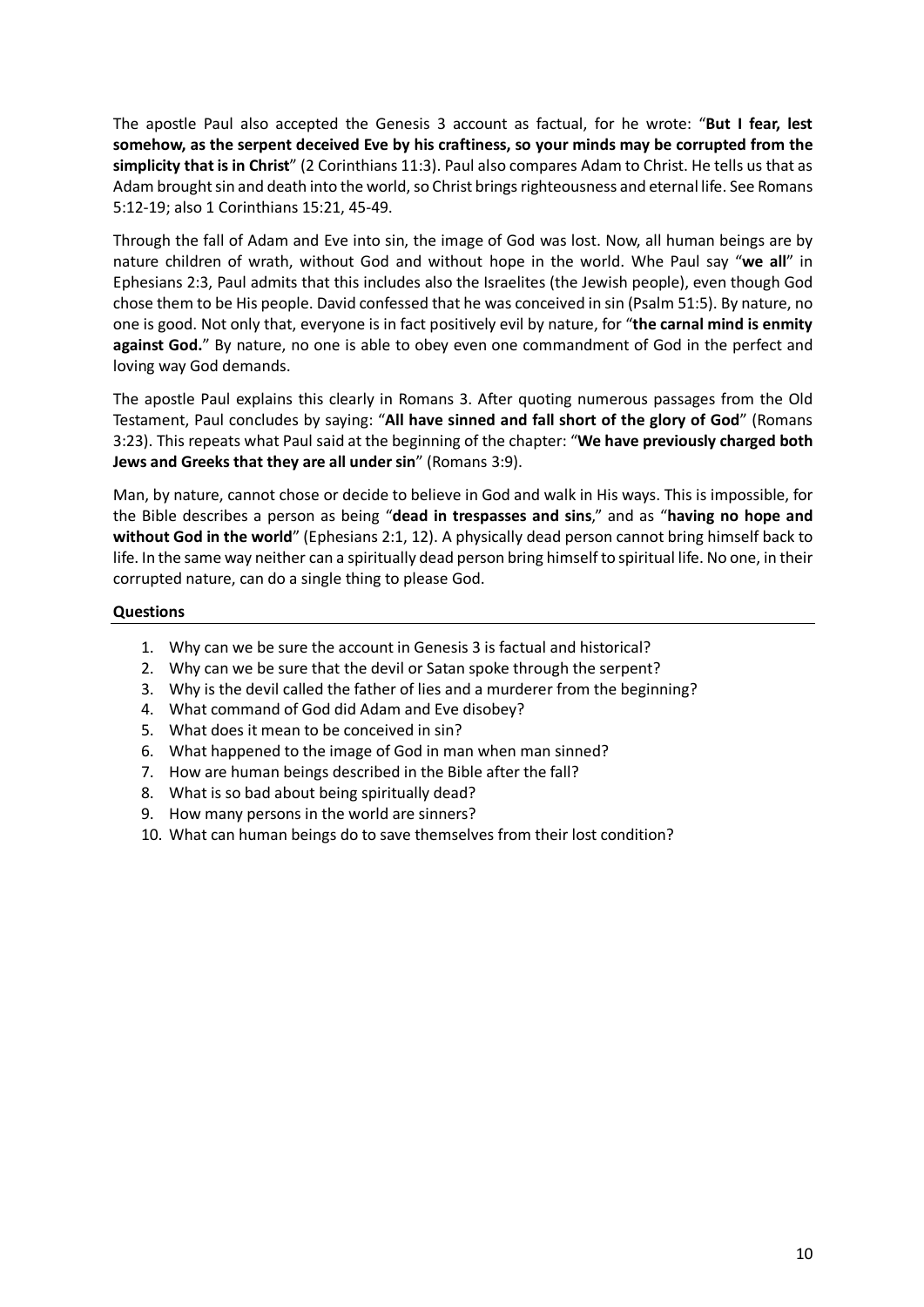The apostle Paul also accepted the Genesis 3 account as factual, for he wrote: "**But I fear, lest somehow, as the serpent deceived Eve by his craftiness, so your minds may be corrupted from the simplicity that is in Christ**" (2 Corinthians 11:3). Paul also compares Adam to Christ. He tells us that as Adam brought sin and death into the world, so Christ brings righteousness and eternal life. See Romans 5:12-19; also 1 Corinthians 15:21, 45-49.

Through the fall of Adam and Eve into sin, the image of God was lost. Now, all human beings are by nature children of wrath, without God and without hope in the world. Whe Paul say "**we all**" in Ephesians 2:3, Paul admits that this includes also the Israelites (the Jewish people), even though God chose them to be His people. David confessed that he was conceived in sin (Psalm 51:5). By nature, no one is good. Not only that, everyone is in fact positively evil by nature, for "**the carnal mind is enmity against God.**" By nature, no one is able to obey even one commandment of God in the perfect and loving way God demands.

The apostle Paul explains this clearly in Romans 3. After quoting numerous passages from the Old Testament, Paul concludes by saying: "**All have sinned and fall short of the glory of God**" (Romans 3:23). This repeats what Paul said at the beginning of the chapter: "**We have previously charged both Jews and Greeks that they are all under sin**" (Romans 3:9).

Man, by nature, cannot chose or decide to believe in God and walk in His ways. This is impossible, for the Bible describes a person as being "**dead in trespasses and sins**," and as "**having no hope and without God in the world**" (Ephesians 2:1, 12). A physically dead person cannot bring himself back to life. In the same way neither can a spiritually dead person bring himself to spiritual life. No one, in their corrupted nature, can do a single thing to please God.

**Questions**

1. Why can we be sure the account in Genesis 3 is factual and historical?
2. Why can we be sure that the devil or Satan spoke through the serpent?
3. Why is the devil called the father of lies and a murderer from the beginning?
4. What command of God did Adam and Eve disobey?
5. What does it mean to be conceived in sin?
6. What happened to the image of God in man when man sinned?
7. How are human beings described in the Bible after the fall?
8. What is so bad about being spiritually dead?
9. How many persons in the world are sinners?
10. What can human beings do to save themselves from their lost condition?